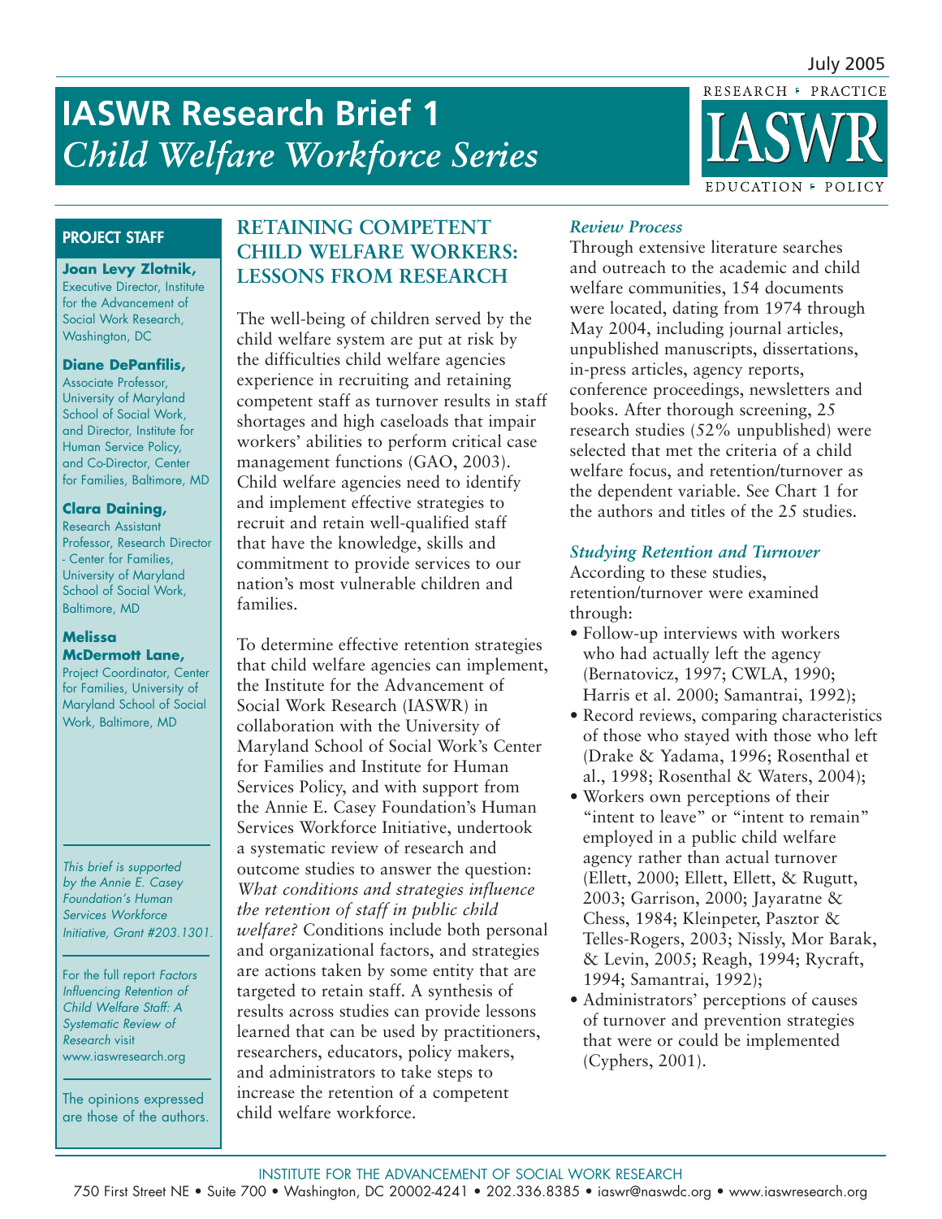July 2005

# IASWR Research Brief 1
## *Child Welfare Workforce Series*

RESEARCH • PRACTICE
IASWR
EDUCATION • POLICY

**PROJECT STAFF**

**Joan Levy Zlotnik,**
Executive Director, Institute for the Advancement of Social Work Research, Washington, DC

**Diane DePanfilis,**
Associate Professor, University of Maryland School of Social Work, and Director, Institute for Human Service Policy, and Co-Director, Center for Families, Baltimore, MD

**Clara Daining,**
Research Assistant Professor, Research Director - Center for Families, University of Maryland School of Social Work, Baltimore, MD

**Melissa McDermott Lane,**
Project Coordinator, Center for Families, University of Maryland School of Social Work, Baltimore, MD

*This brief is supported by the Annie E. Casey Foundation's Human Services Workforce Initiative, Grant #203.1301.*

For the full report *Factors Influencing Retention of Child Welfare Staff: A Systematic Review of Research* visit www.iaswresearch.org

The opinions expressed are those of the authors.

## RETAINING COMPETENT CHILD WELFARE WORKERS: LESSONS FROM RESEARCH

The well-being of children served by the child welfare system are put at risk by the difficulties child welfare agencies experience in recruiting and retaining competent staff as turnover results in staff shortages and high caseloads that impair workers' abilities to perform critical case management functions (GAO, 2003). Child welfare agencies need to identify and implement effective strategies to recruit and retain well-qualified staff that have the knowledge, skills and commitment to provide services to our nation's most vulnerable children and families.

To determine effective retention strategies that child welfare agencies can implement, the Institute for the Advancement of Social Work Research (IASWR) in collaboration with the University of Maryland School of Social Work's Center for Families and Institute for Human Services Policy, and with support from the Annie E. Casey Foundation's Human Services Workforce Initiative, undertook a systematic review of research and outcome studies to answer the question: *What conditions and strategies influence the retention of staff in public child welfare?* Conditions include both personal and organizational factors, and strategies are actions taken by some entity that are targeted to retain staff. A synthesis of results across studies can provide lessons learned that can be used by practitioners, researchers, educators, policy makers, and administrators to take steps to increase the retention of a competent child welfare workforce.

### *Review Process*

Through extensive literature searches and outreach to the academic and child welfare communities, 154 documents were located, dating from 1974 through May 2004, including journal articles, unpublished manuscripts, dissertations, in-press articles, agency reports, conference proceedings, newsletters and books. After thorough screening, 25 research studies (52% unpublished) were selected that met the criteria of a child welfare focus, and retention/turnover as the dependent variable. See Chart 1 for the authors and titles of the 25 studies.

### *Studying Retention and Turnover*

According to these studies, retention/turnover were examined through:

- Follow-up interviews with workers who had actually left the agency (Bernatovicz, 1997; CWLA, 1990; Harris et al. 2000; Samantrai, 1992);
- Record reviews, comparing characteristics of those who stayed with those who left (Drake & Yadama, 1996; Rosenthal et al., 1998; Rosenthal & Waters, 2004);
- Workers own perceptions of their "intent to leave" or "intent to remain" employed in a public child welfare agency rather than actual turnover (Ellett, 2000; Ellett, Ellett, & Rugutt, 2003; Garrison, 2000; Jayaratne & Chess, 1984; Kleinpeter, Pasztor & Telles-Rogers, 2003; Nissly, Mor Barak, & Levin, 2005; Reagh, 1994; Rycraft, 1994; Samantrai, 1992);
- Administrators' perceptions of causes of turnover and prevention strategies that were or could be implemented (Cyphers, 2001).

INSTITUTE FOR THE ADVANCEMENT OF SOCIAL WORK RESEARCH
750 First Street NE • Suite 700 • Washington, DC 20002-4241 • 202.336.8385 • iaswr@naswdc.org • www.iaswresearch.org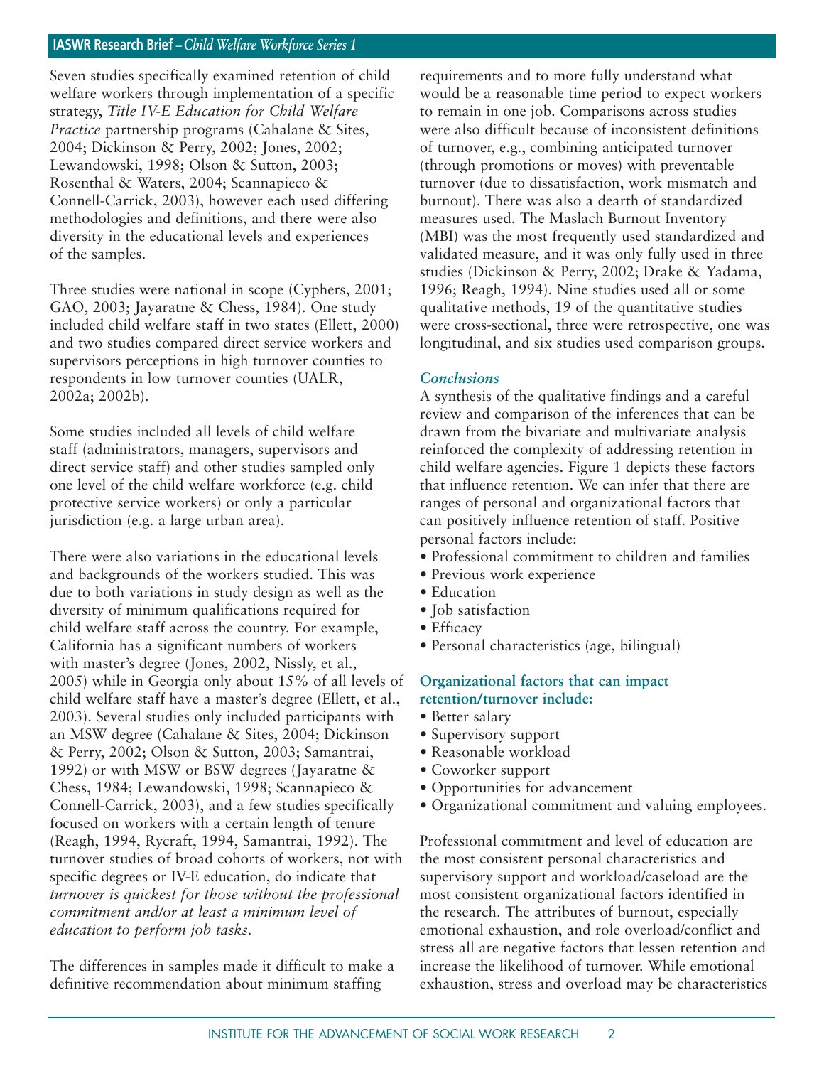Seven studies specifically examined retention of child welfare workers through implementation of a specific strategy, *Title IV-E Education for Child Welfare Practice* partnership programs (Cahalane & Sites, 2004; Dickinson & Perry, 2002; Jones, 2002; Lewandowski, 1998; Olson & Sutton, 2003; Rosenthal & Waters, 2004; Scannapieco & Connell-Carrick, 2003), however each used differing methodologies and definitions, and there were also diversity in the educational levels and experiences of the samples.

Three studies were national in scope (Cyphers, 2001; GAO, 2003; Jayaratne & Chess, 1984). One study included child welfare staff in two states (Ellett, 2000) and two studies compared direct service workers and supervisors perceptions in high turnover counties to respondents in low turnover counties (UALR, 2002a; 2002b).

Some studies included all levels of child welfare staff (administrators, managers, supervisors and direct service staff) and other studies sampled only one level of the child welfare workforce (e.g. child protective service workers) or only a particular jurisdiction (e.g. a large urban area).

There were also variations in the educational levels and backgrounds of the workers studied. This was due to both variations in study design as well as the diversity of minimum qualifications required for child welfare staff across the country. For example, California has a significant numbers of workers with master's degree (Jones, 2002, Nissly, et al., 2005) while in Georgia only about 15% of all levels of child welfare staff have a master's degree (Ellett, et al., 2003). Several studies only included participants with an MSW degree (Cahalane & Sites, 2004; Dickinson & Perry, 2002; Olson & Sutton, 2003; Samantrai, 1992) or with MSW or BSW degrees (Jayaratne & Chess, 1984; Lewandowski, 1998; Scannapieco & Connell-Carrick, 2003), and a few studies specifically focused on workers with a certain length of tenure (Reagh, 1994, Rycraft, 1994, Samantrai, 1992). The turnover studies of broad cohorts of workers, not with specific degrees or IV-E education, do indicate that *turnover is quickest for those without the professional commitment and/or at least a minimum level of education to perform job tasks.*

The differences in samples made it difficult to make a definitive recommendation about minimum staffing requirements and to more fully understand what would be a reasonable time period to expect workers to remain in one job. Comparisons across studies were also difficult because of inconsistent definitions of turnover, e.g., combining anticipated turnover (through promotions or moves) with preventable turnover (due to dissatisfaction, work mismatch and burnout). There was also a dearth of standardized measures used. The Maslach Burnout Inventory (MBI) was the most frequently used standardized and validated measure, and it was only fully used in three studies (Dickinson & Perry, 2002; Drake & Yadama, 1996; Reagh, 1994). Nine studies used all or some qualitative methods, 19 of the quantitative studies were cross-sectional, three were retrospective, one was longitudinal, and six studies used comparison groups.

### *Conclusions*

A synthesis of the qualitative findings and a careful review and comparison of the inferences that can be drawn from the bivariate and multivariate analysis reinforced the complexity of addressing retention in child welfare agencies. Figure 1 depicts these factors that influence retention. We can infer that there are ranges of personal and organizational factors that can positively influence retention of staff. Positive personal factors include:

- Professional commitment to children and families
- Previous work experience
- Education
- Job satisfaction
- Efficacy
- Personal characteristics (age, bilingual)

**Organizational factors that can impact retention/turnover include:**

- Better salary
- Supervisory support
- Reasonable workload
- Coworker support
- Opportunities for advancement
- Organizational commitment and valuing employees.

Professional commitment and level of education are the most consistent personal characteristics and supervisory support and workload/caseload are the most consistent organizational factors identified in the research. The attributes of burnout, especially emotional exhaustion, and role overload/conflict and stress all are negative factors that lessen retention and increase the likelihood of turnover. While emotional exhaustion, stress and overload may be characteristics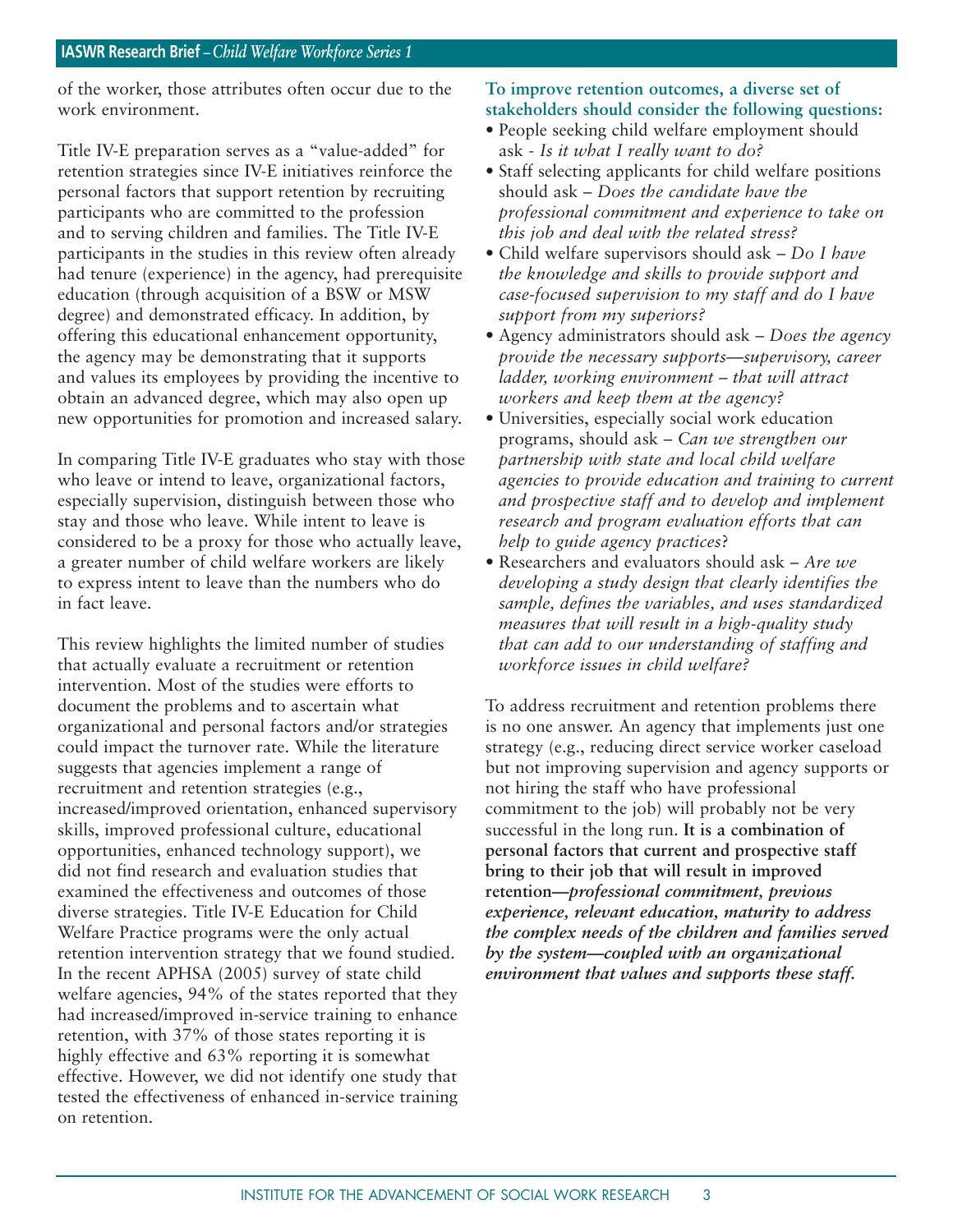of the worker, those attributes often occur due to the work environment.

Title IV-E preparation serves as a "value-added" for retention strategies since IV-E initiatives reinforce the personal factors that support retention by recruiting participants who are committed to the profession and to serving children and families. The Title IV-E participants in the studies in this review often already had tenure (experience) in the agency, had prerequisite education (through acquisition of a BSW or MSW degree) and demonstrated efficacy. In addition, by offering this educational enhancement opportunity, the agency may be demonstrating that it supports and values its employees by providing the incentive to obtain an advanced degree, which may also open up new opportunities for promotion and increased salary.

In comparing Title IV-E graduates who stay with those who leave or intend to leave, organizational factors, especially supervision, distinguish between those who stay and those who leave. While intent to leave is considered to be a proxy for those who actually leave, a greater number of child welfare workers are likely to express intent to leave than the numbers who do in fact leave.

This review highlights the limited number of studies that actually evaluate a recruitment or retention intervention. Most of the studies were efforts to document the problems and to ascertain what organizational and personal factors and/or strategies could impact the turnover rate. While the literature suggests that agencies implement a range of recruitment and retention strategies (e.g., increased/improved orientation, enhanced supervisory skills, improved professional culture, educational opportunities, enhanced technology support), we did not find research and evaluation studies that examined the effectiveness and outcomes of those diverse strategies. Title IV-E Education for Child Welfare Practice programs were the only actual retention intervention strategy that we found studied. In the recent APHSA (2005) survey of state child welfare agencies, 94% of the states reported that they had increased/improved in-service training to enhance retention, with 37% of those states reporting it is highly effective and 63% reporting it is somewhat effective. However, we did not identify one study that tested the effectiveness of enhanced in-service training on retention.

**To improve retention outcomes, a diverse set of stakeholders should consider the following questions:**

- People seeking child welfare employment should ask - *Is it what I really want to do?*
- Staff selecting applicants for child welfare positions should ask – *Does the candidate have the professional commitment and experience to take on this job and deal with the related stress?*
- Child welfare supervisors should ask – *Do I have the knowledge and skills to provide support and case-focused supervision to my staff and do I have support from my superiors?*
- Agency administrators should ask – *Does the agency provide the necessary supports—supervisory, career ladder, working environment – that will attract workers and keep them at the agency?*
- Universities, especially social work education programs, should ask – *Can we strengthen our partnership with state and local child welfare agencies to provide education and training to current and prospective staff and to develop and implement research and program evaluation efforts that can help to guide agency practices?*
- Researchers and evaluators should ask – *Are we developing a study design that clearly identifies the sample, defines the variables, and uses standardized measures that will result in a high-quality study that can add to our understanding of staffing and workforce issues in child welfare?*

To address recruitment and retention problems there is no one answer. An agency that implements just one strategy (e.g., reducing direct service worker caseload but not improving supervision and agency supports or not hiring the staff who have professional commitment to the job) will probably not be very successful in the long run. **It is a combination of personal factors that current and prospective staff bring to their job that will result in improved retention—*professional commitment, previous experience, relevant education, maturity to address the complex needs of the children and families served by the system—coupled with an organizational environment that values and supports these staff.***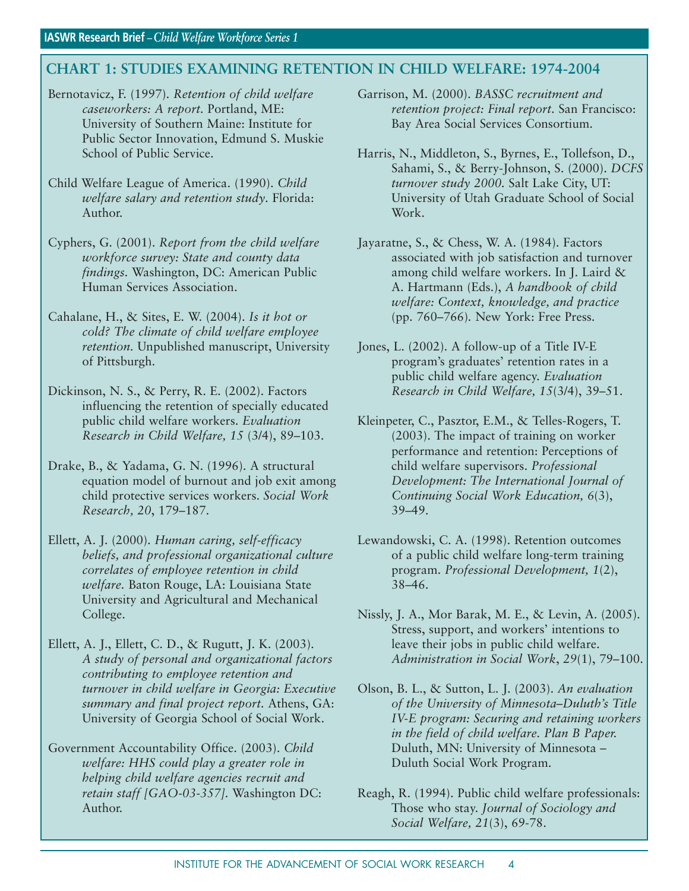## CHART 1: STUDIES EXAMINING RETENTION IN CHILD WELFARE: 1974-2004

Bernotavicz, F. (1997). *Retention of child welfare caseworkers: A report.* Portland, ME: University of Southern Maine: Institute for Public Sector Innovation, Edmund S. Muskie School of Public Service.

Child Welfare League of America. (1990). *Child welfare salary and retention study*. Florida: Author.

Cyphers, G. (2001). *Report from the child welfare workforce survey: State and county data findings.* Washington, DC: American Public Human Services Association.

Cahalane, H., & Sites, E. W. (2004). *Is it hot or cold? The climate of child welfare employee retention.* Unpublished manuscript, University of Pittsburgh.

Dickinson, N. S., & Perry, R. E. (2002). Factors influencing the retention of specially educated public child welfare workers. *Evaluation Research in Child Welfare, 15* (3/4), 89–103.

Drake, B., & Yadama, G. N. (1996). A structural equation model of burnout and job exit among child protective services workers. *Social Work Research, 20*, 179–187.

Ellett, A. J. (2000). *Human caring, self-efficacy beliefs, and professional organizational culture correlates of employee retention in child welfare.* Baton Rouge, LA: Louisiana State University and Agricultural and Mechanical College.

Ellett, A. J., Ellett, C. D., & Rugutt, J. K. (2003). *A study of personal and organizational factors contributing to employee retention and turnover in child welfare in Georgia: Executive summary and final project report.* Athens, GA: University of Georgia School of Social Work.

Government Accountability Office. (2003). *Child welfare: HHS could play a greater role in helping child welfare agencies recruit and retain staff [GAO-03-357].* Washington DC: Author.

Garrison, M. (2000). *BASSC recruitment and retention project: Final report.* San Francisco: Bay Area Social Services Consortium.

Harris, N., Middleton, S., Byrnes, E., Tollefson, D., Sahami, S., & Berry-Johnson, S. (2000). *DCFS turnover study 2000.* Salt Lake City, UT: University of Utah Graduate School of Social Work.

Jayaratne, S., & Chess, W. A. (1984). Factors associated with job satisfaction and turnover among child welfare workers. In J. Laird & A. Hartmann (Eds.), *A handbook of child welfare: Context, knowledge, and practice* (pp. 760–766). New York: Free Press.

Jones, L. (2002). A follow-up of a Title IV-E program's graduates' retention rates in a public child welfare agency. *Evaluation Research in Child Welfare, 15*(3/4), 39–51.

Kleinpeter, C., Pasztor, E.M., & Telles-Rogers, T. (2003). The impact of training on worker performance and retention: Perceptions of child welfare supervisors. *Professional Development: The International Journal of Continuing Social Work Education, 6*(3), 39–49.

Lewandowski, C. A. (1998). Retention outcomes of a public child welfare long-term training program. *Professional Development, 1*(2), 38–46.

Nissly, J. A., Mor Barak, M. E., & Levin, A. (2005). Stress, support, and workers' intentions to leave their jobs in public child welfare. *Administration in Social Work*, *29*(1), 79–100.

Olson, B. L., & Sutton, L. J. (2003). *An evaluation of the University of Minnesota–Duluth's Title IV-E program: Securing and retaining workers in the field of child welfare. Plan B Paper.* Duluth, MN: University of Minnesota – Duluth Social Work Program.

Reagh, R. (1994). Public child welfare professionals: Those who stay. *Journal of Sociology and Social Welfare, 21*(3), 69-78.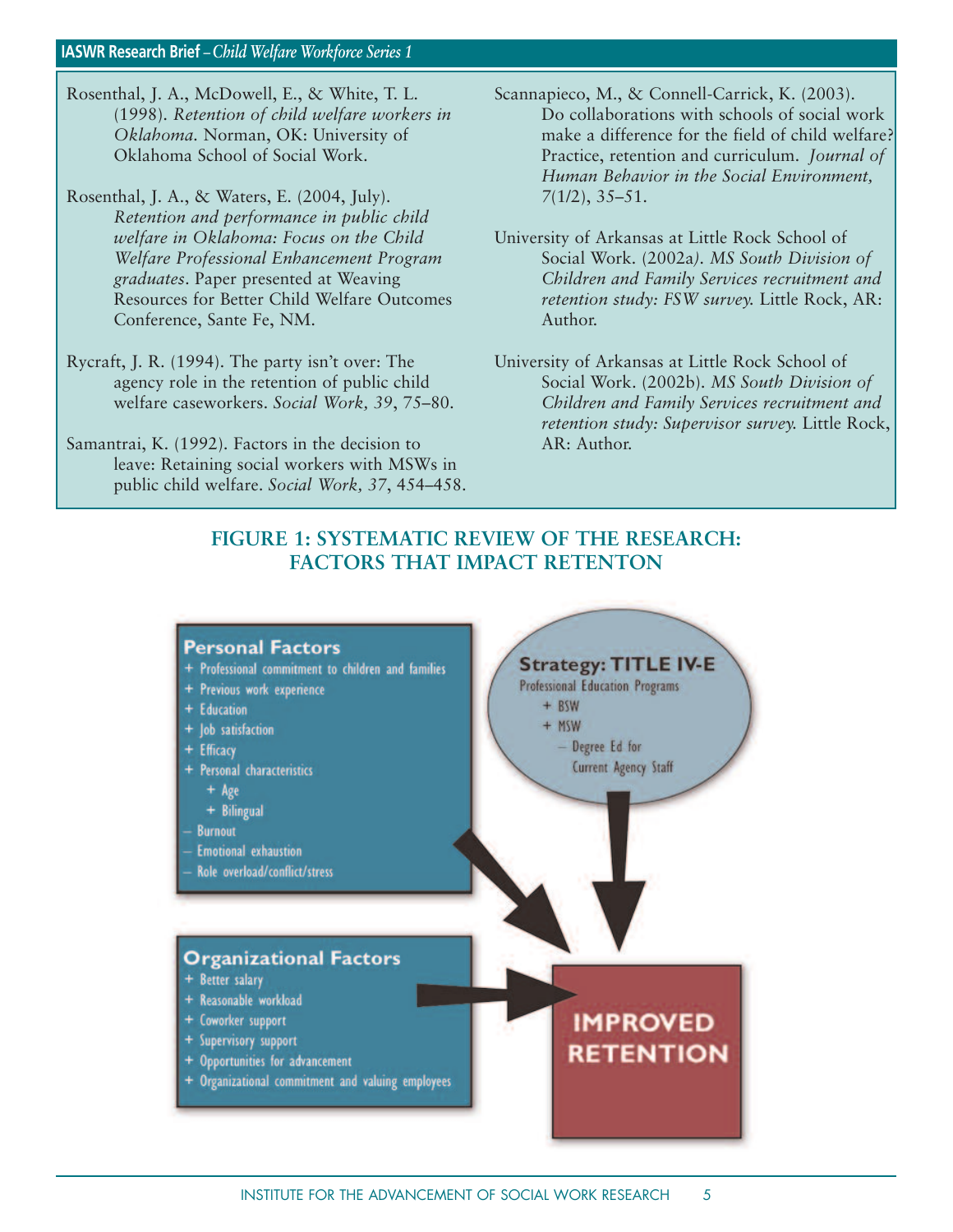Rosenthal, J. A., McDowell, E., & White, T. L. (1998). *Retention of child welfare workers in Oklahoma.* Norman, OK: University of Oklahoma School of Social Work.

Rosenthal, J. A., & Waters, E. (2004, July). *Retention and performance in public child welfare in Oklahoma: Focus on the Child Welfare Professional Enhancement Program graduates*. Paper presented at Weaving Resources for Better Child Welfare Outcomes Conference, Sante Fe, NM.

Rycraft, J. R. (1994). The party isn't over: The agency role in the retention of public child welfare caseworkers. *Social Work, 39*, 75–80.

Samantrai, K. (1992). Factors in the decision to leave: Retaining social workers with MSWs in public child welfare. *Social Work, 37*, 454–458.

Scannapieco, M., & Connell-Carrick, K. (2003). Do collaborations with schools of social work make a difference for the field of child welfare? Practice, retention and curriculum. *Journal of Human Behavior in the Social Environment,* 7(1/2), 35–51.

University of Arkansas at Little Rock School of Social Work. (2002a). *MS South Division of Children and Family Services recruitment and retention study: FSW survey.* Little Rock, AR: Author.

University of Arkansas at Little Rock School of Social Work. (2002b). *MS South Division of Children and Family Services recruitment and retention study: Supervisor survey.* Little Rock, AR: Author.

## FIGURE 1: SYSTEMATIC REVIEW OF THE RESEARCH: FACTORS THAT IMPACT RETENTON

**Personal Factors**
- \+ Professional commitment to children and families
- \+ Previous work experience
- \+ Education
- \+ Job satisfaction
- \+ Efficacy
- \+ Personal characteristics
  - \+ Age
  - \+ Bilingual
- – Burnout
- – Emotional exhaustion
- – Role overload/conflict/stress

**Strategy: TITLE IV-E**
Professional Education Programs
- \+ BSW
- \+ MSW
  - – Degree Ed for Current Agency Staff

**Organizational Factors**
- \+ Better salary
- \+ Reasonable workload
- \+ Coworker support
- \+ Supervisory support
- \+ Opportunities for advancement
- \+ Organizational commitment and valuing employees

**IMPROVED RETENTION**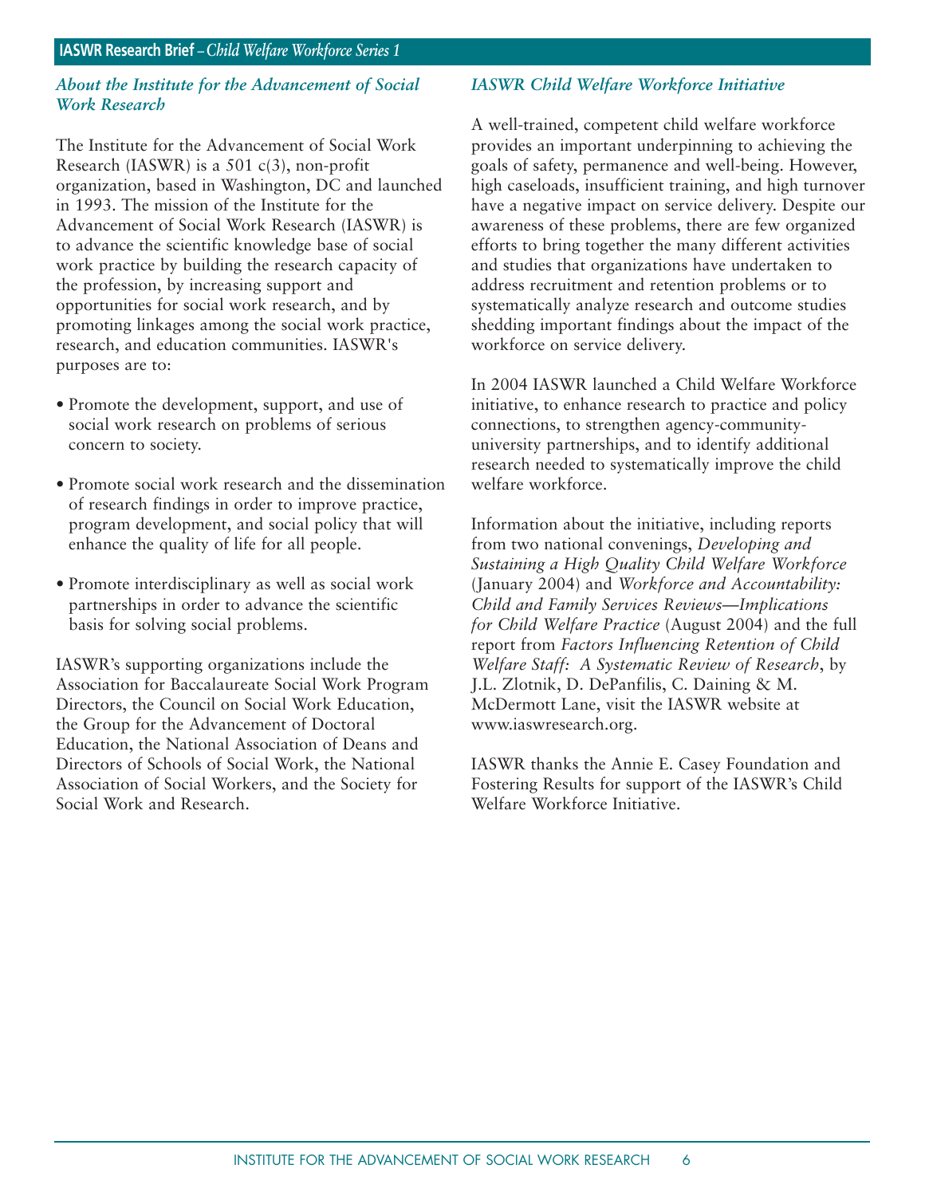### *About the Institute for the Advancement of Social Work Research*

The Institute for the Advancement of Social Work Research (IASWR) is a 501 c(3), non-profit organization, based in Washington, DC and launched in 1993. The mission of the Institute for the Advancement of Social Work Research (IASWR) is to advance the scientific knowledge base of social work practice by building the research capacity of the profession, by increasing support and opportunities for social work research, and by promoting linkages among the social work practice, research, and education communities. IASWR's purposes are to:

- Promote the development, support, and use of social work research on problems of serious concern to society.
- Promote social work research and the dissemination of research findings in order to improve practice, program development, and social policy that will enhance the quality of life for all people.
- Promote interdisciplinary as well as social work partnerships in order to advance the scientific basis for solving social problems.

IASWR's supporting organizations include the Association for Baccalaureate Social Work Program Directors, the Council on Social Work Education, the Group for the Advancement of Doctoral Education, the National Association of Deans and Directors of Schools of Social Work, the National Association of Social Workers, and the Society for Social Work and Research.

### *IASWR Child Welfare Workforce Initiative*

A well-trained, competent child welfare workforce provides an important underpinning to achieving the goals of safety, permanence and well-being. However, high caseloads, insufficient training, and high turnover have a negative impact on service delivery. Despite our awareness of these problems, there are few organized efforts to bring together the many different activities and studies that organizations have undertaken to address recruitment and retention problems or to systematically analyze research and outcome studies shedding important findings about the impact of the workforce on service delivery.

In 2004 IASWR launched a Child Welfare Workforce initiative, to enhance research to practice and policy connections, to strengthen agency-community-university partnerships, and to identify additional research needed to systematically improve the child welfare workforce.

Information about the initiative, including reports from two national convenings, *Developing and Sustaining a High Quality Child Welfare Workforce* (January 2004) and *Workforce and Accountability: Child and Family Services Reviews—Implications for Child Welfare Practice* (August 2004) and the full report from *Factors Influencing Retention of Child Welfare Staff: A Systematic Review of Research*, by J.L. Zlotnik, D. DePanfilis, C. Daining & M. McDermott Lane, visit the IASWR website at www.iaswresearch.org.

IASWR thanks the Annie E. Casey Foundation and Fostering Results for support of the IASWR's Child Welfare Workforce Initiative.